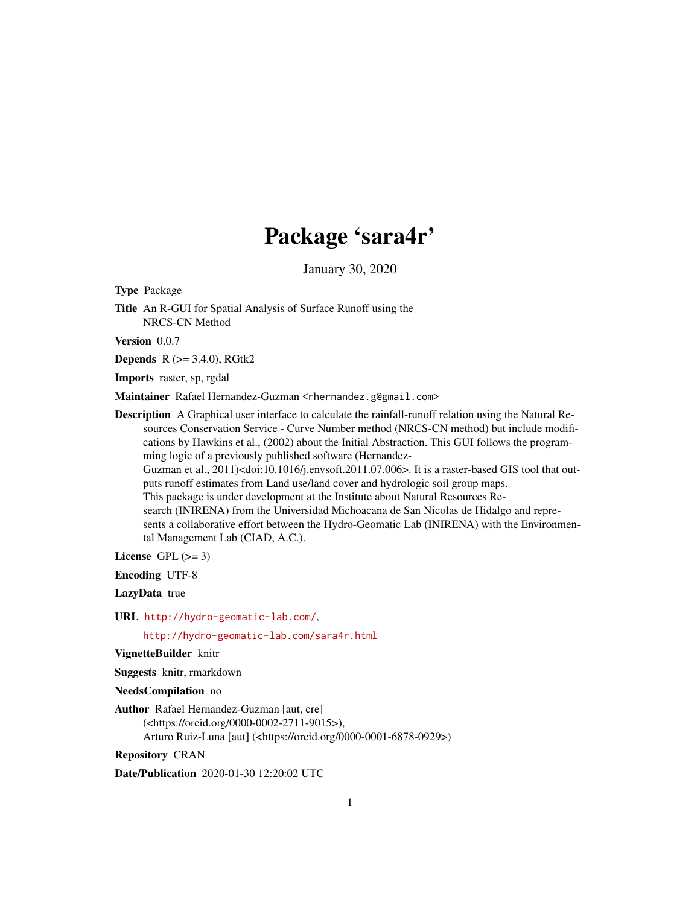# Package 'sara4r'

January 30, 2020

**Type** Package

**Title** An R-GUI for Spatial Analysis of Surface Runoff using the NRCS-CN Method

**Version** 0.0.7

**Depends** R (>= 3.4.0), RGtk2

**Imports** raster, sp, rgdal

**Maintainer** Rafael Hernandez-Guzman <rhernandez.g@gmail.com>

**Description** A Graphical user interface to calculate the rainfall-runoff relation using the Natural Resources Conservation Service - Curve Number method (NRCS-CN method) but include modifications by Hawkins et al., (2002) about the Initial Abstraction. This GUI follows the programming logic of a previously published software (Hernandez-Guzman et al., 2011)<doi:10.1016/j.envsoft.2011.07.006>. It is a raster-based GIS tool that outputs runoff estimates from Land use/land cover and hydrologic soil group maps. This package is under development at the Institute about Natural Resources Research (INIRENA) from the Universidad Michoacana de San Nicolas de Hidalgo and represents a collaborative effort between the Hydro-Geomatic Lab (INIRENA) with the Environmental Management Lab (CIAD, A.C.).

**License** GPL (>= 3)

**Encoding** UTF-8

**LazyData** true

**URL** http://hydro-geomatic-lab.com/,
http://hydro-geomatic-lab.com/sara4r.html

**VignetteBuilder** knitr

**Suggests** knitr, rmarkdown

**NeedsCompilation** no

**Author** Rafael Hernandez-Guzman [aut, cre] (<https://orcid.org/0000-0002-2711-9015>),
Arturo Ruiz-Luna [aut] (<https://orcid.org/0000-0001-6878-0929>)

**Repository** CRAN

**Date/Publication** 2020-01-30 12:20:02 UTC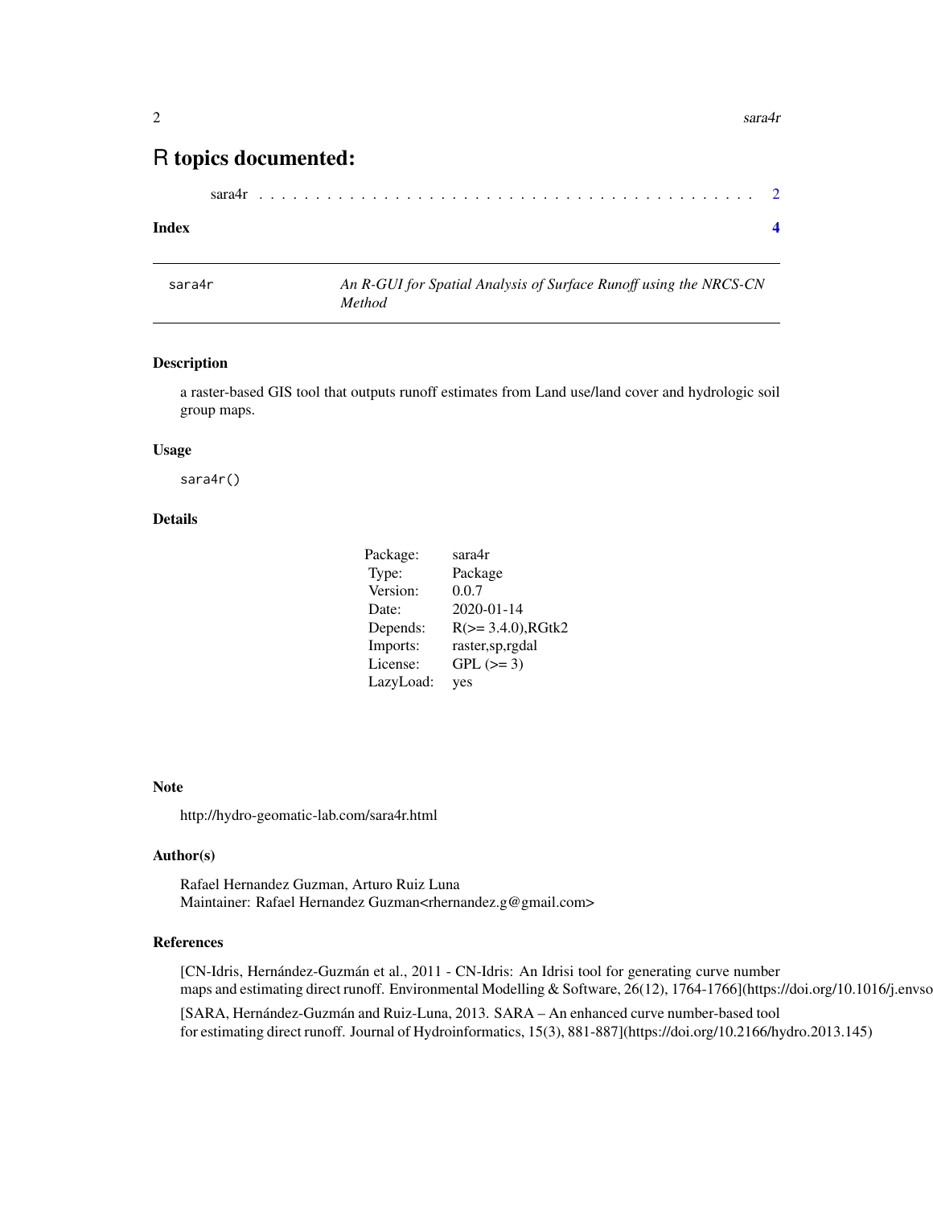# R topics documented:

sara4r . . . . . . . . . . . . . . . . . . . . . . . . . . . . . . . . . . . . . . . . . 2

**Index** **4**

---

sara4r — *An R-GUI for Spatial Analysis of Surface Runoff using the NRCS-CN Method*

---

## Description

a raster-based GIS tool that outputs runoff estimates from Land use/land cover and hydrologic soil group maps.

## Usage

```
sara4r()
```

## Details

| | |
|---|---|
| Package: | sara4r |
| Type: | Package |
| Version: | 0.0.7 |
| Date: | 2020-01-14 |
| Depends: | R(>= 3.4.0),RGtk2 |
| Imports: | raster,sp,rgdal |
| License: | GPL (>= 3) |
| LazyLoad: | yes |

## Note

http://hydro-geomatic-lab.com/sara4r.html

## Author(s)

Rafael Hernandez Guzman, Arturo Ruiz Luna
Maintainer: Rafael Hernandez Guzman<rhernandez.g@gmail.com>

## References

[CN-Idris, Hernández-Guzmán et al., 2011 - CN-Idris: An Idrisi tool for generating curve number maps and estimating direct runoff. Environmental Modelling & Software, 26(12), 1764-1766](https://doi.org/10.1016/j.envso

[SARA, Hernández-Guzmán and Ruiz-Luna, 2013. SARA – An enhanced curve number-based tool for estimating direct runoff. Journal of Hydroinformatics, 15(3), 881-887](https://doi.org/10.2166/hydro.2013.145)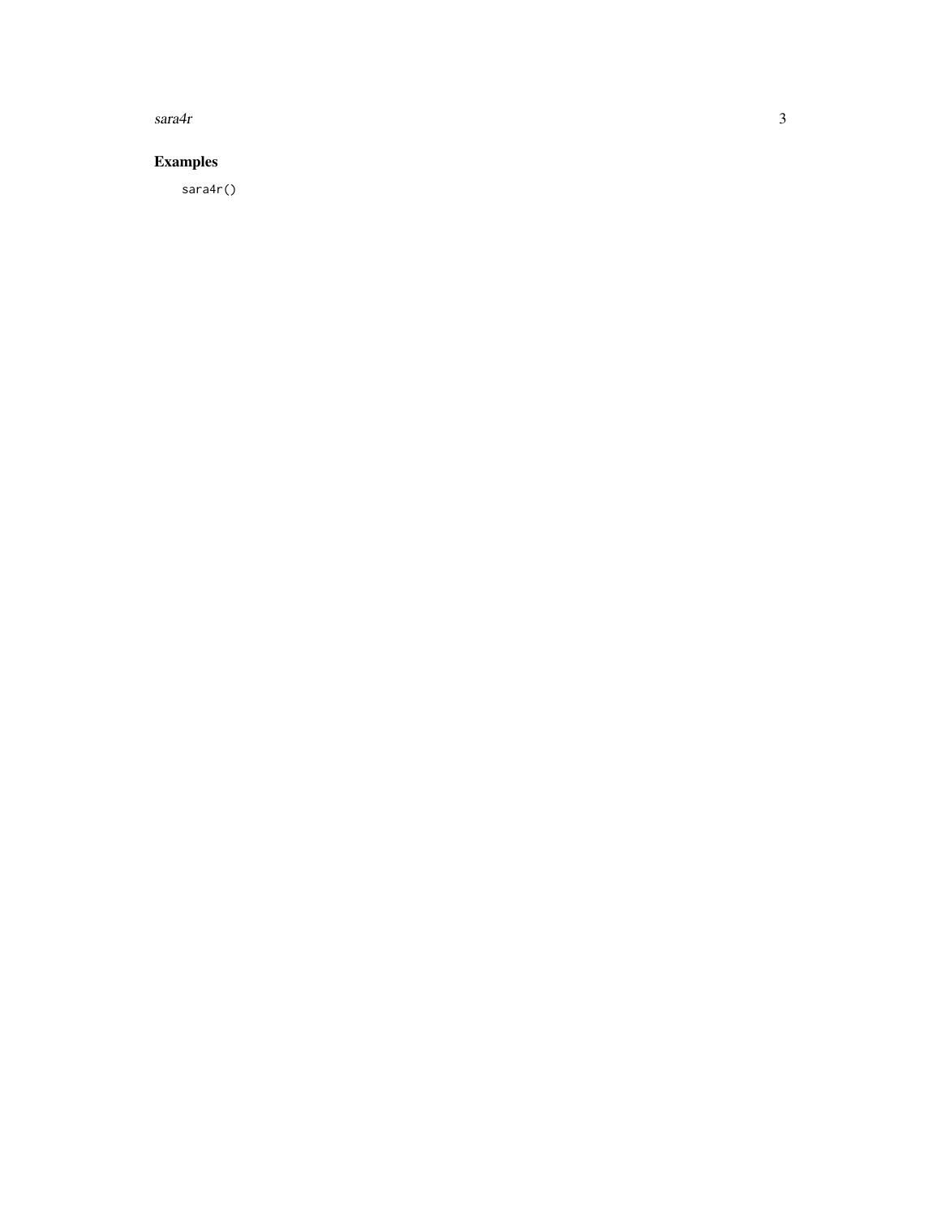## Examples

```
sara4r()
```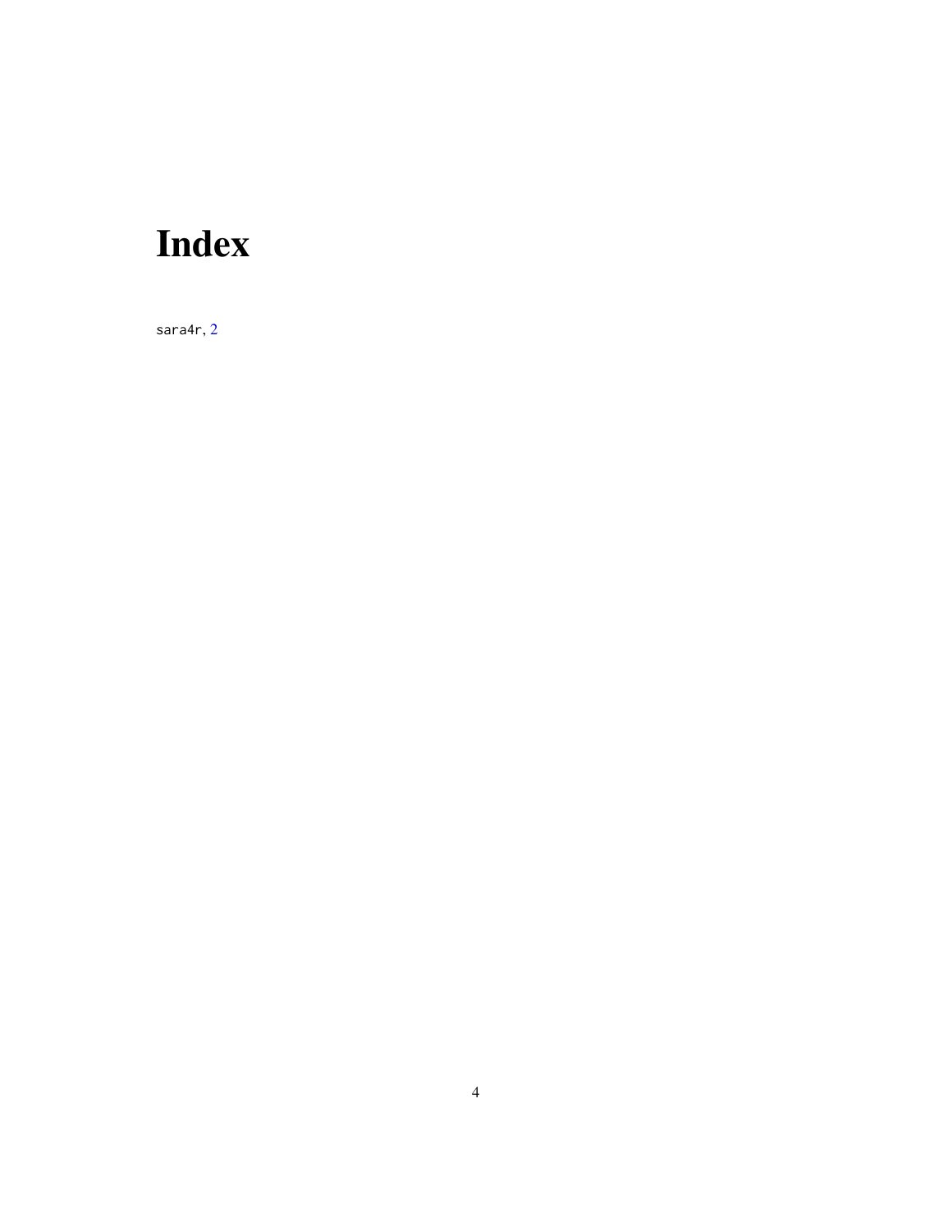# Index

sara4r, 2